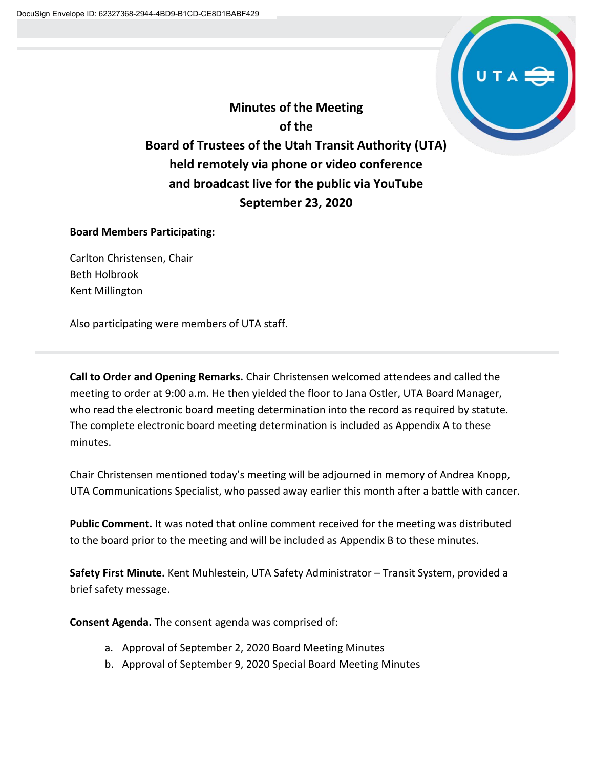# Minutes of the Meeting of the Board of Trustees of the Utah Transit Authority (UTA) held remotely via phone or video conference and broadcast live for the public via YouTube September 23, 2020

**Board Members Participating:**

Carlton Christensen, Chair
Beth Holbrook
Kent Millington

Also participating were members of UTA staff.

---

**Call to Order and Opening Remarks.** Chair Christensen welcomed attendees and called the meeting to order at 9:00 a.m. He then yielded the floor to Jana Ostler, UTA Board Manager, who read the electronic board meeting determination into the record as required by statute. The complete electronic board meeting determination is included as Appendix A to these minutes.

Chair Christensen mentioned today's meeting will be adjourned in memory of Andrea Knopp, UTA Communications Specialist, who passed away earlier this month after a battle with cancer.

**Public Comment.** It was noted that online comment received for the meeting was distributed to the board prior to the meeting and will be included as Appendix B to these minutes.

**Safety First Minute.** Kent Muhlestein, UTA Safety Administrator – Transit System, provided a brief safety message.

**Consent Agenda.** The consent agenda was comprised of:

a. Approval of September 2, 2020 Board Meeting Minutes
b. Approval of September 9, 2020 Special Board Meeting Minutes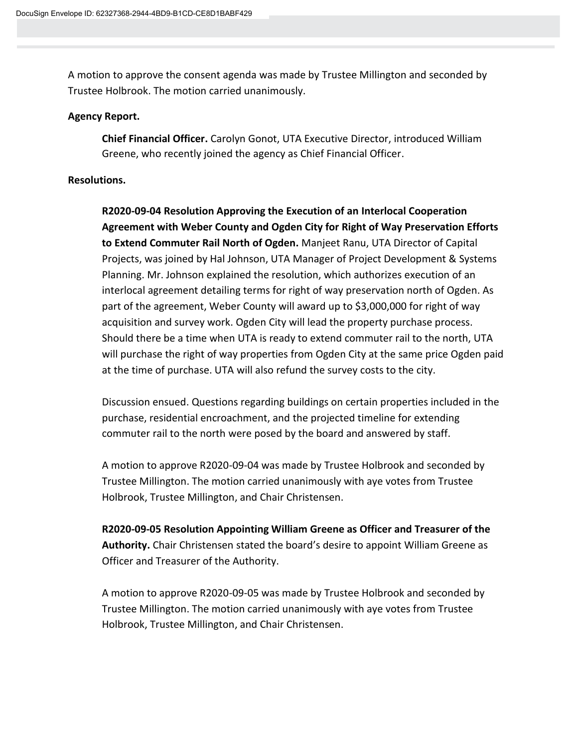A motion to approve the consent agenda was made by Trustee Millington and seconded by Trustee Holbrook. The motion carried unanimously.

**Agency Report.**

**Chief Financial Officer.** Carolyn Gonot, UTA Executive Director, introduced William Greene, who recently joined the agency as Chief Financial Officer.

**Resolutions.**

**R2020-09-04 Resolution Approving the Execution of an Interlocal Cooperation Agreement with Weber County and Ogden City for Right of Way Preservation Efforts to Extend Commuter Rail North of Ogden.** Manjeet Ranu, UTA Director of Capital Projects, was joined by Hal Johnson, UTA Manager of Project Development & Systems Planning. Mr. Johnson explained the resolution, which authorizes execution of an interlocal agreement detailing terms for right of way preservation north of Ogden. As part of the agreement, Weber County will award up to $3,000,000 for right of way acquisition and survey work. Ogden City will lead the property purchase process. Should there be a time when UTA is ready to extend commuter rail to the north, UTA will purchase the right of way properties from Ogden City at the same price Ogden paid at the time of purchase. UTA will also refund the survey costs to the city.

Discussion ensued. Questions regarding buildings on certain properties included in the purchase, residential encroachment, and the projected timeline for extending commuter rail to the north were posed by the board and answered by staff.

A motion to approve R2020-09-04 was made by Trustee Holbrook and seconded by Trustee Millington. The motion carried unanimously with aye votes from Trustee Holbrook, Trustee Millington, and Chair Christensen.

**R2020-09-05 Resolution Appointing William Greene as Officer and Treasurer of the Authority.** Chair Christensen stated the board's desire to appoint William Greene as Officer and Treasurer of the Authority.

A motion to approve R2020-09-05 was made by Trustee Holbrook and seconded by Trustee Millington. The motion carried unanimously with aye votes from Trustee Holbrook, Trustee Millington, and Chair Christensen.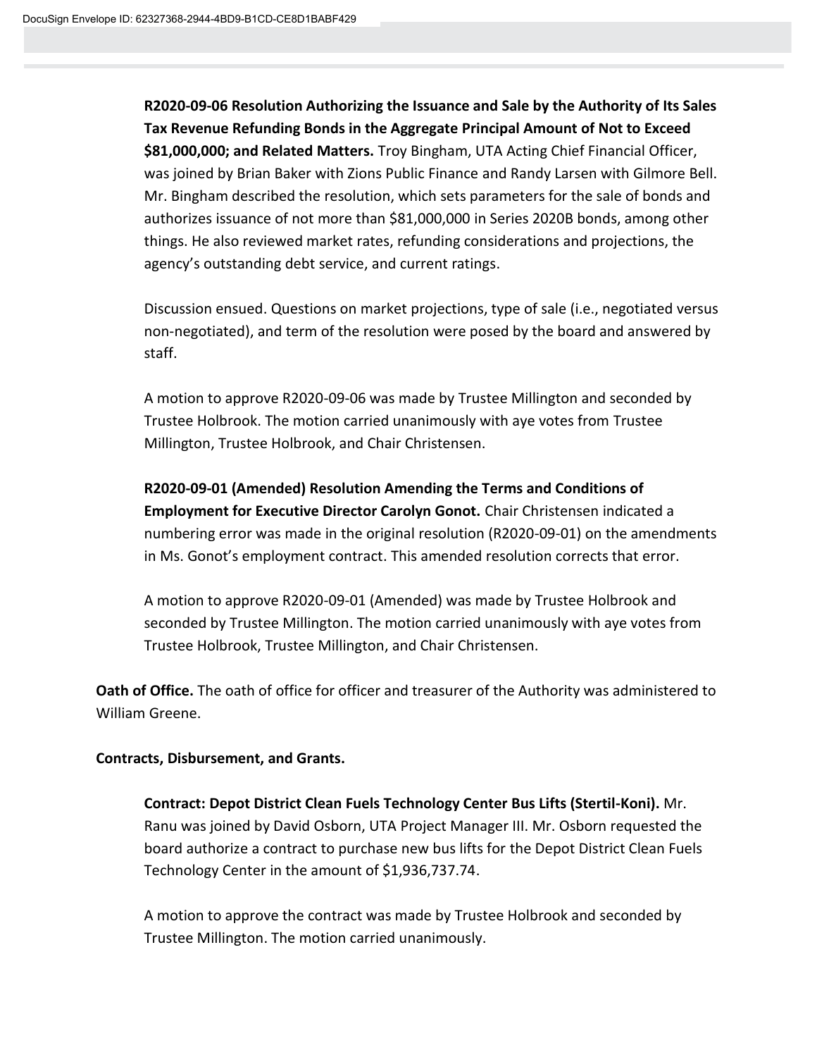**R2020-09-06 Resolution Authorizing the Issuance and Sale by the Authority of Its Sales Tax Revenue Refunding Bonds in the Aggregate Principal Amount of Not to Exceed $81,000,000; and Related Matters.** Troy Bingham, UTA Acting Chief Financial Officer, was joined by Brian Baker with Zions Public Finance and Randy Larsen with Gilmore Bell. Mr. Bingham described the resolution, which sets parameters for the sale of bonds and authorizes issuance of not more than $81,000,000 in Series 2020B bonds, among other things. He also reviewed market rates, refunding considerations and projections, the agency's outstanding debt service, and current ratings.

Discussion ensued. Questions on market projections, type of sale (i.e., negotiated versus non-negotiated), and term of the resolution were posed by the board and answered by staff.

A motion to approve R2020-09-06 was made by Trustee Millington and seconded by Trustee Holbrook. The motion carried unanimously with aye votes from Trustee Millington, Trustee Holbrook, and Chair Christensen.

**R2020-09-01 (Amended) Resolution Amending the Terms and Conditions of Employment for Executive Director Carolyn Gonot.** Chair Christensen indicated a numbering error was made in the original resolution (R2020-09-01) on the amendments in Ms. Gonot's employment contract. This amended resolution corrects that error.

A motion to approve R2020-09-01 (Amended) was made by Trustee Holbrook and seconded by Trustee Millington. The motion carried unanimously with aye votes from Trustee Holbrook, Trustee Millington, and Chair Christensen.

**Oath of Office.** The oath of office for officer and treasurer of the Authority was administered to William Greene.

**Contracts, Disbursement, and Grants.**

**Contract: Depot District Clean Fuels Technology Center Bus Lifts (Stertil-Koni).** Mr. Ranu was joined by David Osborn, UTA Project Manager III. Mr. Osborn requested the board authorize a contract to purchase new bus lifts for the Depot District Clean Fuels Technology Center in the amount of $1,936,737.74.

A motion to approve the contract was made by Trustee Holbrook and seconded by Trustee Millington. The motion carried unanimously.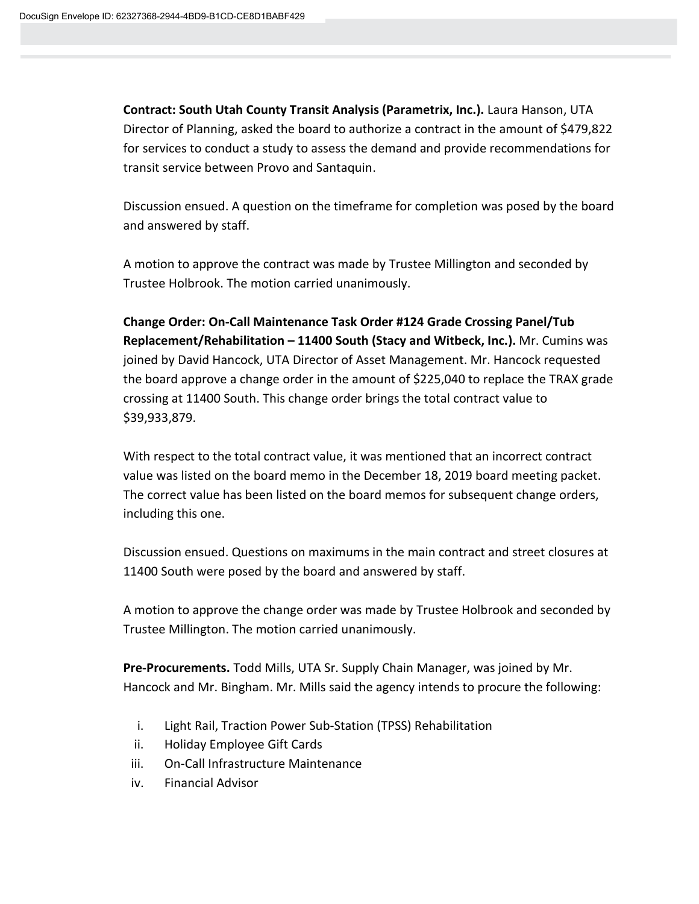**Contract: South Utah County Transit Analysis (Parametrix, Inc.).** Laura Hanson, UTA Director of Planning, asked the board to authorize a contract in the amount of $479,822 for services to conduct a study to assess the demand and provide recommendations for transit service between Provo and Santaquin.

Discussion ensued. A question on the timeframe for completion was posed by the board and answered by staff.

A motion to approve the contract was made by Trustee Millington and seconded by Trustee Holbrook. The motion carried unanimously.

**Change Order: On-Call Maintenance Task Order #124 Grade Crossing Panel/Tub Replacement/Rehabilitation – 11400 South (Stacy and Witbeck, Inc.).** Mr. Cumins was joined by David Hancock, UTA Director of Asset Management. Mr. Hancock requested the board approve a change order in the amount of $225,040 to replace the TRAX grade crossing at 11400 South. This change order brings the total contract value to $39,933,879.

With respect to the total contract value, it was mentioned that an incorrect contract value was listed on the board memo in the December 18, 2019 board meeting packet. The correct value has been listed on the board memos for subsequent change orders, including this one.

Discussion ensued. Questions on maximums in the main contract and street closures at 11400 South were posed by the board and answered by staff.

A motion to approve the change order was made by Trustee Holbrook and seconded by Trustee Millington. The motion carried unanimously.

**Pre-Procurements.** Todd Mills, UTA Sr. Supply Chain Manager, was joined by Mr. Hancock and Mr. Bingham. Mr. Mills said the agency intends to procure the following:

i. Light Rail, Traction Power Sub-Station (TPSS) Rehabilitation
ii. Holiday Employee Gift Cards
iii. On-Call Infrastructure Maintenance
iv. Financial Advisor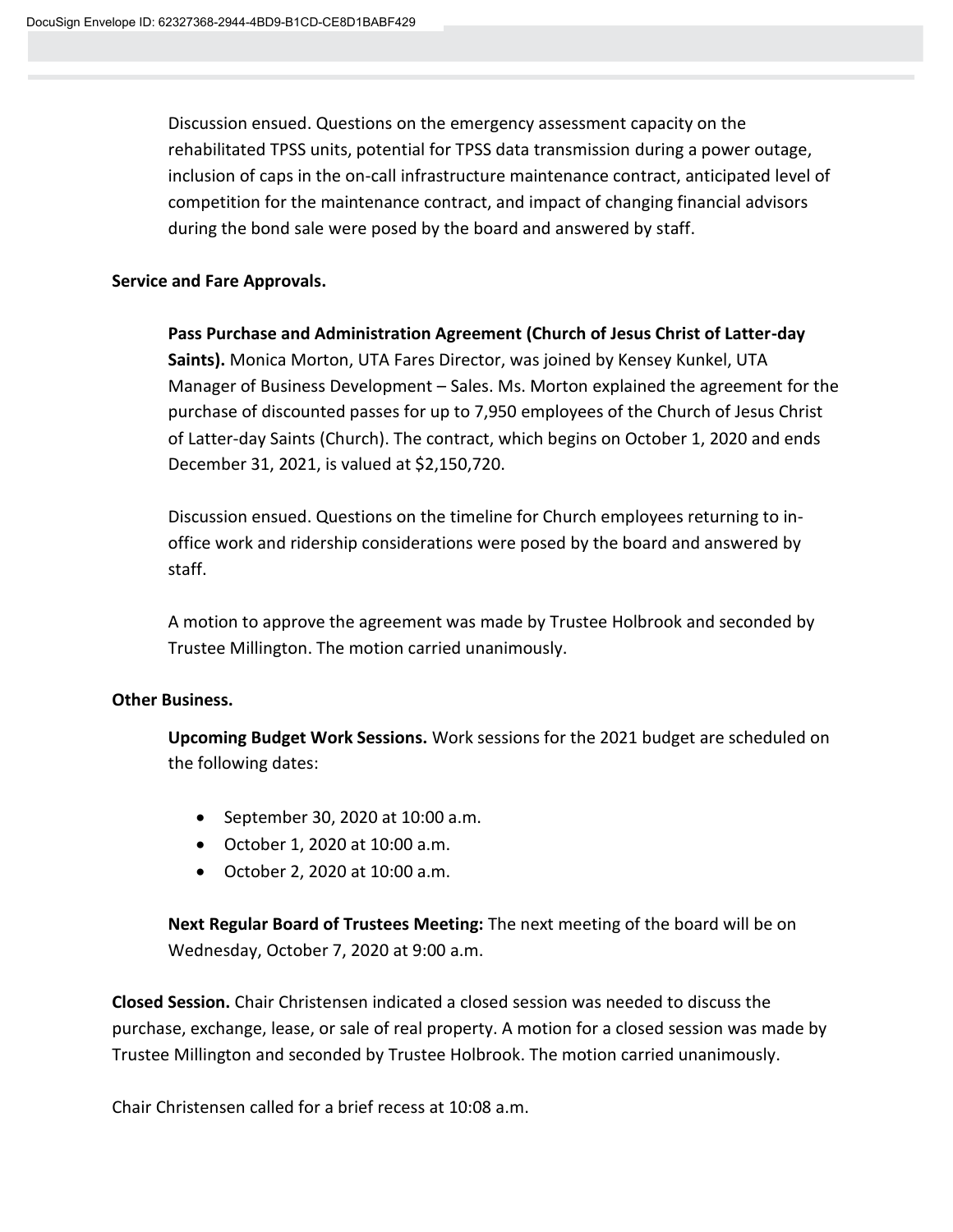Discussion ensued. Questions on the emergency assessment capacity on the rehabilitated TPSS units, potential for TPSS data transmission during a power outage, inclusion of caps in the on-call infrastructure maintenance contract, anticipated level of competition for the maintenance contract, and impact of changing financial advisors during the bond sale were posed by the board and answered by staff.

**Service and Fare Approvals.**

**Pass Purchase and Administration Agreement (Church of Jesus Christ of Latter-day Saints).** Monica Morton, UTA Fares Director, was joined by Kensey Kunkel, UTA Manager of Business Development – Sales. Ms. Morton explained the agreement for the purchase of discounted passes for up to 7,950 employees of the Church of Jesus Christ of Latter-day Saints (Church). The contract, which begins on October 1, 2020 and ends December 31, 2021, is valued at $2,150,720.

Discussion ensued. Questions on the timeline for Church employees returning to in-office work and ridership considerations were posed by the board and answered by staff.

A motion to approve the agreement was made by Trustee Holbrook and seconded by Trustee Millington. The motion carried unanimously.

**Other Business.**

**Upcoming Budget Work Sessions.** Work sessions for the 2021 budget are scheduled on the following dates:

- September 30, 2020 at 10:00 a.m.
- October 1, 2020 at 10:00 a.m.
- October 2, 2020 at 10:00 a.m.

**Next Regular Board of Trustees Meeting:** The next meeting of the board will be on Wednesday, October 7, 2020 at 9:00 a.m.

**Closed Session.** Chair Christensen indicated a closed session was needed to discuss the purchase, exchange, lease, or sale of real property. A motion for a closed session was made by Trustee Millington and seconded by Trustee Holbrook. The motion carried unanimously.

Chair Christensen called for a brief recess at 10:08 a.m.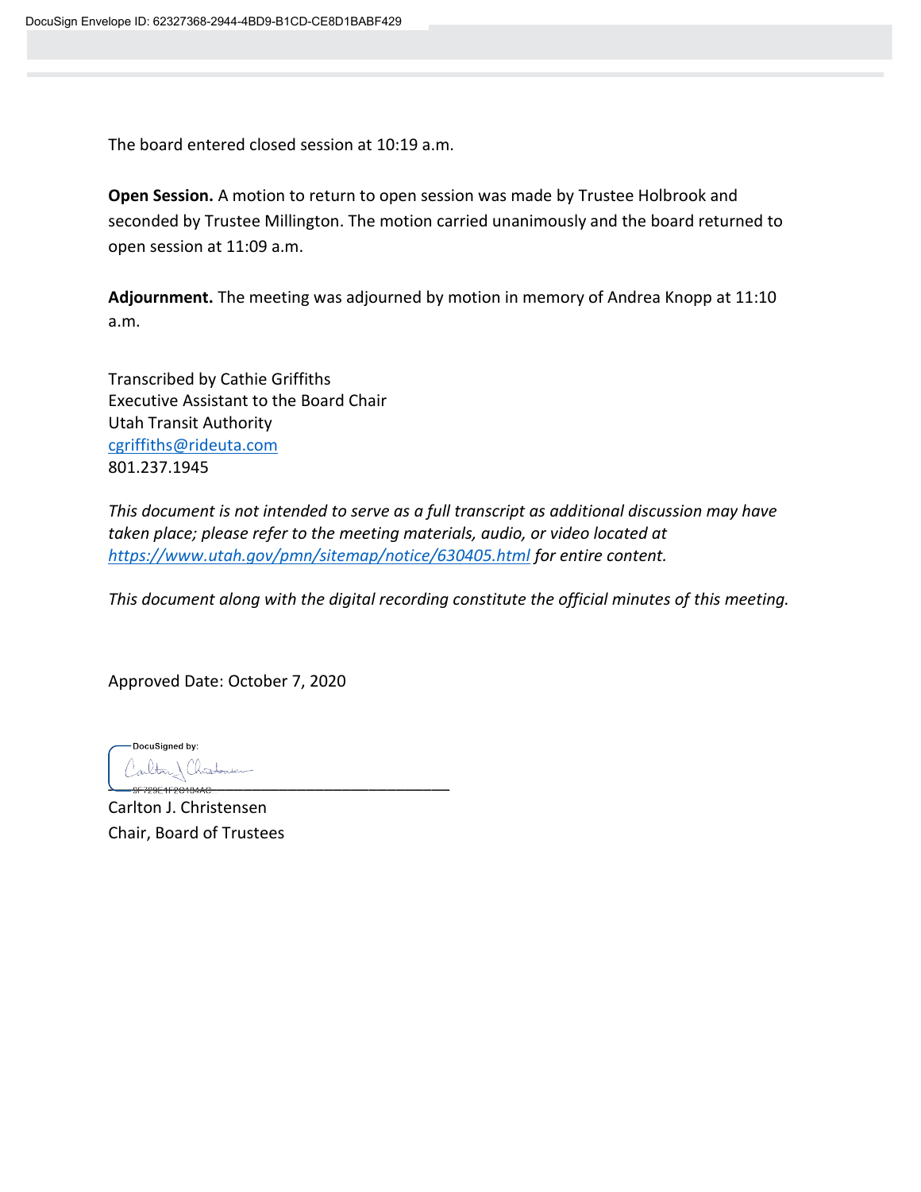The board entered closed session at 10:19 a.m.

**Open Session.** A motion to return to open session was made by Trustee Holbrook and seconded by Trustee Millington. The motion carried unanimously and the board returned to open session at 11:09 a.m.

**Adjournment.** The meeting was adjourned by motion in memory of Andrea Knopp at 11:10 a.m.

Transcribed by Cathie Griffiths
Executive Assistant to the Board Chair
Utah Transit Authority
cgriffiths@rideuta.com
801.237.1945

*This document is not intended to serve as a full transcript as additional discussion may have taken place; please refer to the meeting materials, audio, or video located at https://www.utah.gov/pmn/sitemap/notice/630405.html for entire content.*

*This document along with the digital recording constitute the official minutes of this meeting.*

Approved Date: October 7, 2020

DocuSigned by:

9F729E1F2C184AC...

Carlton J. Christensen
Chair, Board of Trustees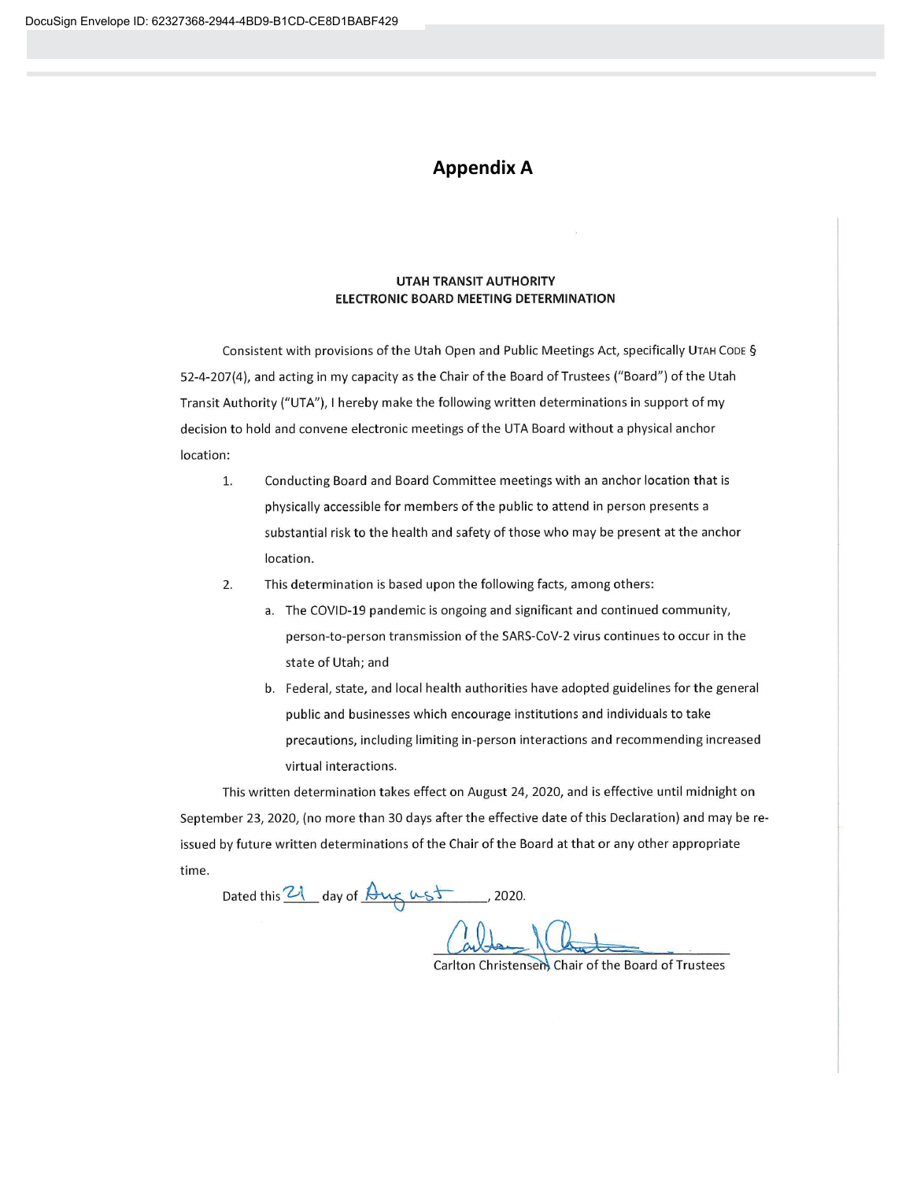# Appendix A

**UTAH TRANSIT AUTHORITY**
**ELECTRONIC BOARD MEETING DETERMINATION**

Consistent with provisions of the Utah Open and Public Meetings Act, specifically UTAH CODE § 52-4-207(4), and acting in my capacity as the Chair of the Board of Trustees ("Board") of the Utah Transit Authority ("UTA"), I hereby make the following written determinations in support of my decision to hold and convene electronic meetings of the UTA Board without a physical anchor location:

1. Conducting Board and Board Committee meetings with an anchor location that is physically accessible for members of the public to attend in person presents a substantial risk to the health and safety of those who may be present at the anchor location.
2. This determination is based upon the following facts, among others:
   a. The COVID-19 pandemic is ongoing and significant and continued community, person-to-person transmission of the SARS-CoV-2 virus continues to occur in the state of Utah; and
   b. Federal, state, and local health authorities have adopted guidelines for the general public and businesses which encourage institutions and individuals to take precautions, including limiting in-person interactions and recommending increased virtual interactions.

This written determination takes effect on August 24, 2020, and is effective until midnight on September 23, 2020, (no more than 30 days after the effective date of this Declaration) and may be re-issued by future written determinations of the Chair of the Board at that or any other appropriate time.

Dated this 21 day of August, 2020.

Carlton Christensen, Chair of the Board of Trustees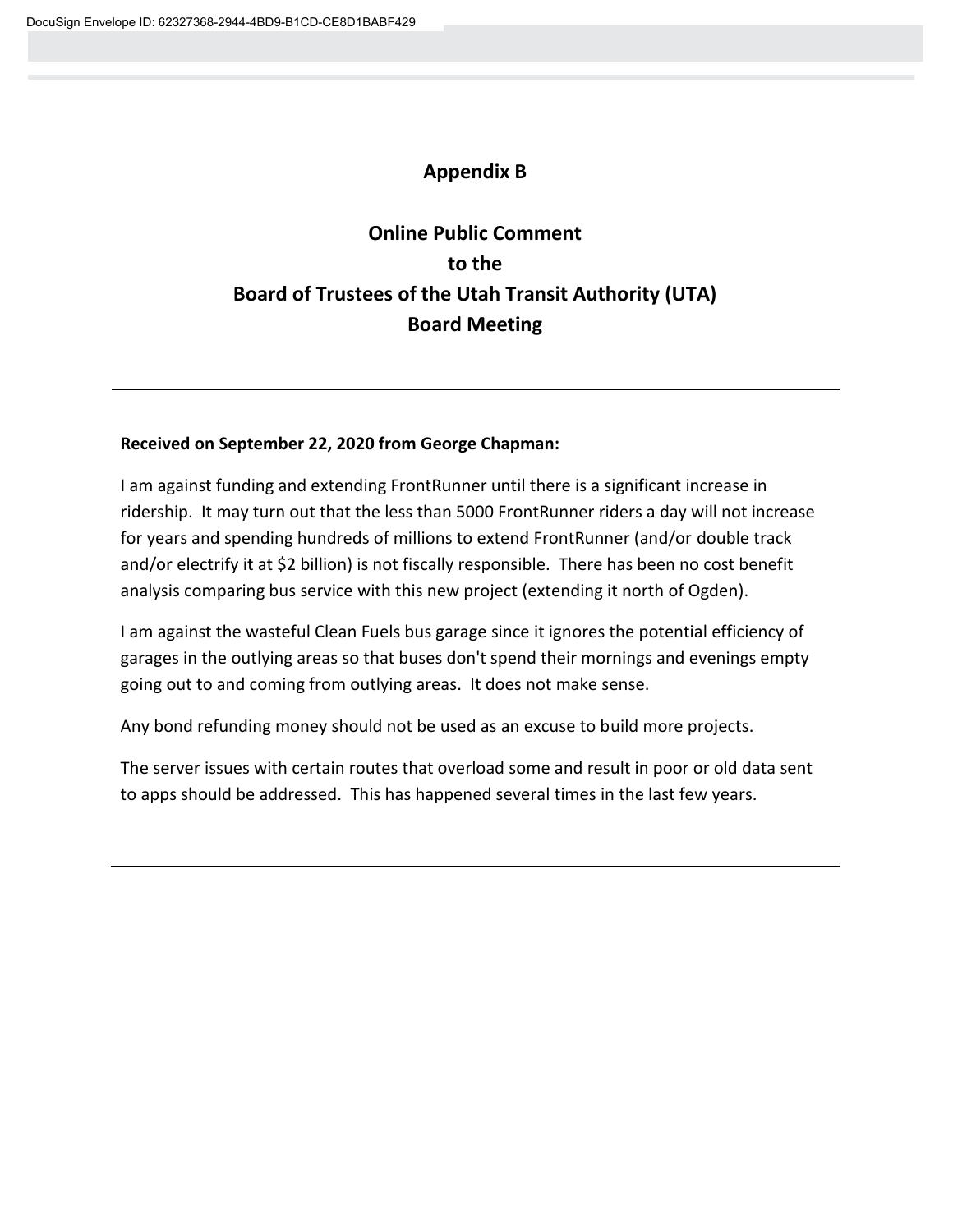## Appendix B

## Online Public Comment to the Board of Trustees of the Utah Transit Authority (UTA) Board Meeting

---

**Received on September 22, 2020 from George Chapman:**

I am against funding and extending FrontRunner until there is a significant increase in ridership. It may turn out that the less than 5000 FrontRunner riders a day will not increase for years and spending hundreds of millions to extend FrontRunner (and/or double track and/or electrify it at $2 billion) is not fiscally responsible. There has been no cost benefit analysis comparing bus service with this new project (extending it north of Ogden).

I am against the wasteful Clean Fuels bus garage since it ignores the potential efficiency of garages in the outlying areas so that buses don't spend their mornings and evenings empty going out to and coming from outlying areas. It does not make sense.

Any bond refunding money should not be used as an excuse to build more projects.

The server issues with certain routes that overload some and result in poor or old data sent to apps should be addressed. This has happened several times in the last few years.

---